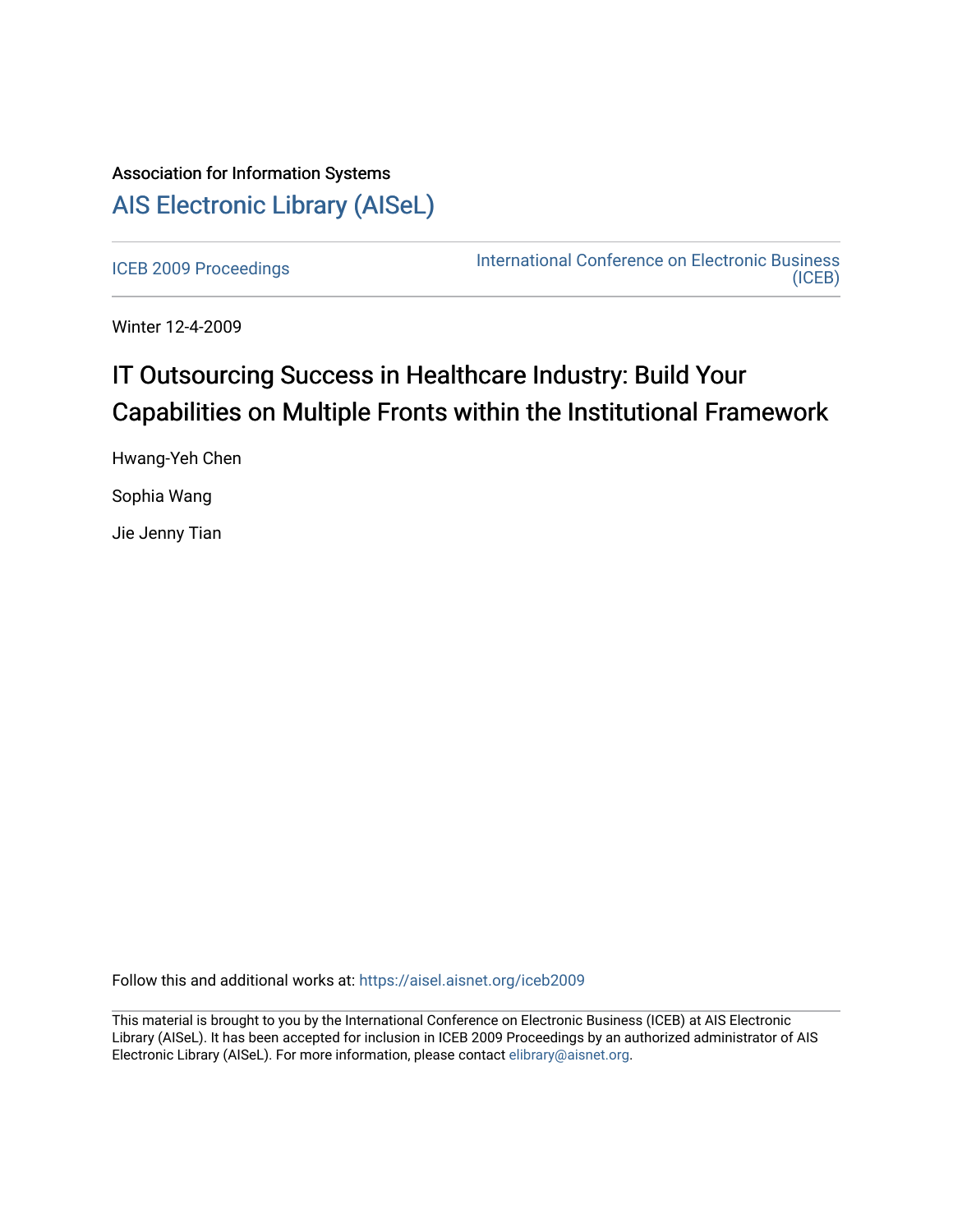Association for Information Systems

# AIS Electronic Library (AISeL)

ICEB 2009 Proceedings

International Conference on Electronic Business (ICEB)

Winter 12-4-2009

# IT Outsourcing Success in Healthcare Industry: Build Your Capabilities on Multiple Fronts within the Institutional Framework

Hwang-Yeh Chen

Sophia Wang

Jie Jenny Tian

Follow this and additional works at: https://aisel.aisnet.org/iceb2009

This material is brought to you by the International Conference on Electronic Business (ICEB) at AIS Electronic Library (AISeL). It has been accepted for inclusion in ICEB 2009 Proceedings by an authorized administrator of AIS Electronic Library (AISeL). For more information, please contact elibrary@aisnet.org.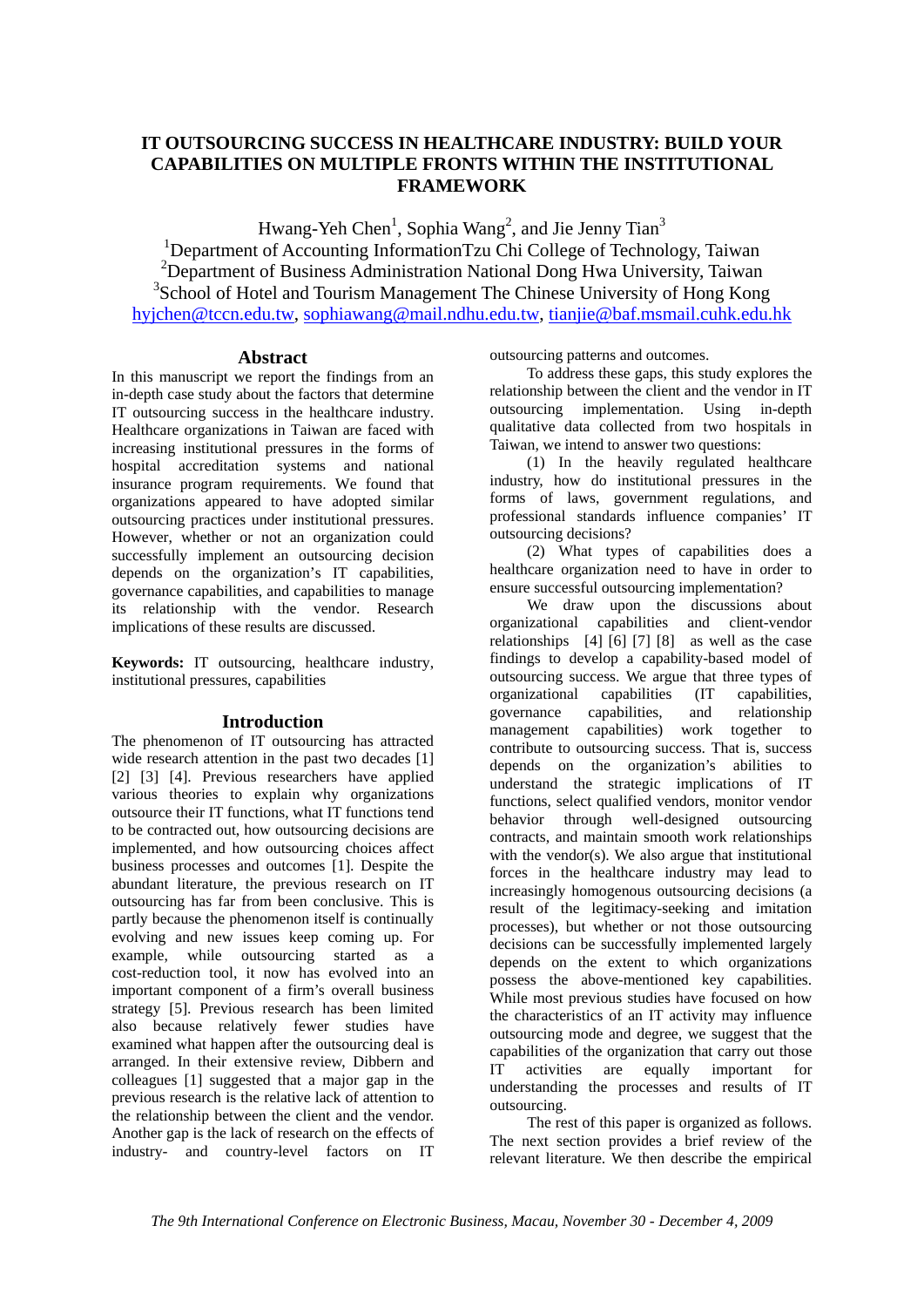# IT OUTSOURCING SUCCESS IN HEALTHCARE INDUSTRY: BUILD YOUR CAPABILITIES ON MULTIPLE FRONTS WITHIN THE INSTITUTIONAL FRAMEWORK

Hwang-Yeh Chen[1], Sophia Wang[2], and Jie Jenny Tian[3]

[1]Department of Accounting InformationTzu Chi College of Technology, Taiwan
[2]Department of Business Administration National Dong Hwa University, Taiwan
[3]School of Hotel and Tourism Management The Chinese University of Hong Kong
hyjchen@tccn.edu.tw, sophiawang@mail.ndhu.edu.tw, tianjie@baf.msmail.cuhk.edu.hk

## Abstract

In this manuscript we report the findings from an in-depth case study about the factors that determine IT outsourcing success in the healthcare industry. Healthcare organizations in Taiwan are faced with increasing institutional pressures in the forms of hospital accreditation systems and national insurance program requirements. We found that organizations appeared to have adopted similar outsourcing practices under institutional pressures. However, whether or not an organization could successfully implement an outsourcing decision depends on the organization's IT capabilities, governance capabilities, and capabilities to manage its relationship with the vendor. Research implications of these results are discussed.

**Keywords:** IT outsourcing, healthcare industry, institutional pressures, capabilities

## Introduction

The phenomenon of IT outsourcing has attracted wide research attention in the past two decades [1] [2] [3] [4]. Previous researchers have applied various theories to explain why organizations outsource their IT functions, what IT functions tend to be contracted out, how outsourcing decisions are implemented, and how outsourcing choices affect business processes and outcomes [1]. Despite the abundant literature, the previous research on IT outsourcing has far from been conclusive. This is partly because the phenomenon itself is continually evolving and new issues keep coming up. For example, while outsourcing started as a cost-reduction tool, it now has evolved into an important component of a firm's overall business strategy [5]. Previous research has been limited also because relatively fewer studies have examined what happen after the outsourcing deal is arranged. In their extensive review, Dibbern and colleagues [1] suggested that a major gap in the previous research is the relative lack of attention to the relationship between the client and the vendor. Another gap is the lack of research on the effects of industry- and country-level factors on IT outsourcing patterns and outcomes.

To address these gaps, this study explores the relationship between the client and the vendor in IT outsourcing implementation. Using in-depth qualitative data collected from two hospitals in Taiwan, we intend to answer two questions:

(1) In the heavily regulated healthcare industry, how do institutional pressures in the forms of laws, government regulations, and professional standards influence companies' IT outsourcing decisions?

(2) What types of capabilities does a healthcare organization need to have in order to ensure successful outsourcing implementation?

We draw upon the discussions about organizational capabilities and client-vendor relationships [4] [6] [7] [8] as well as the case findings to develop a capability-based model of outsourcing success. We argue that three types of organizational capabilities (IT capabilities, governance capabilities, and relationship management capabilities) work together to contribute to outsourcing success. That is, success depends on the organization's abilities to understand the strategic implications of IT functions, select qualified vendors, monitor vendor behavior through well-designed outsourcing contracts, and maintain smooth work relationships with the vendor(s). We also argue that institutional forces in the healthcare industry may lead to increasingly homogenous outsourcing decisions (a result of the legitimacy-seeking and imitation processes), but whether or not those outsourcing decisions can be successfully implemented largely depends on the extent to which organizations possess the above-mentioned key capabilities. While most previous studies have focused on how the characteristics of an IT activity may influence outsourcing mode and degree, we suggest that the capabilities of the organization that carry out those IT activities are equally important for understanding the processes and results of IT outsourcing.

The rest of this paper is organized as follows. The next section provides a brief review of the relevant literature. We then describe the empirical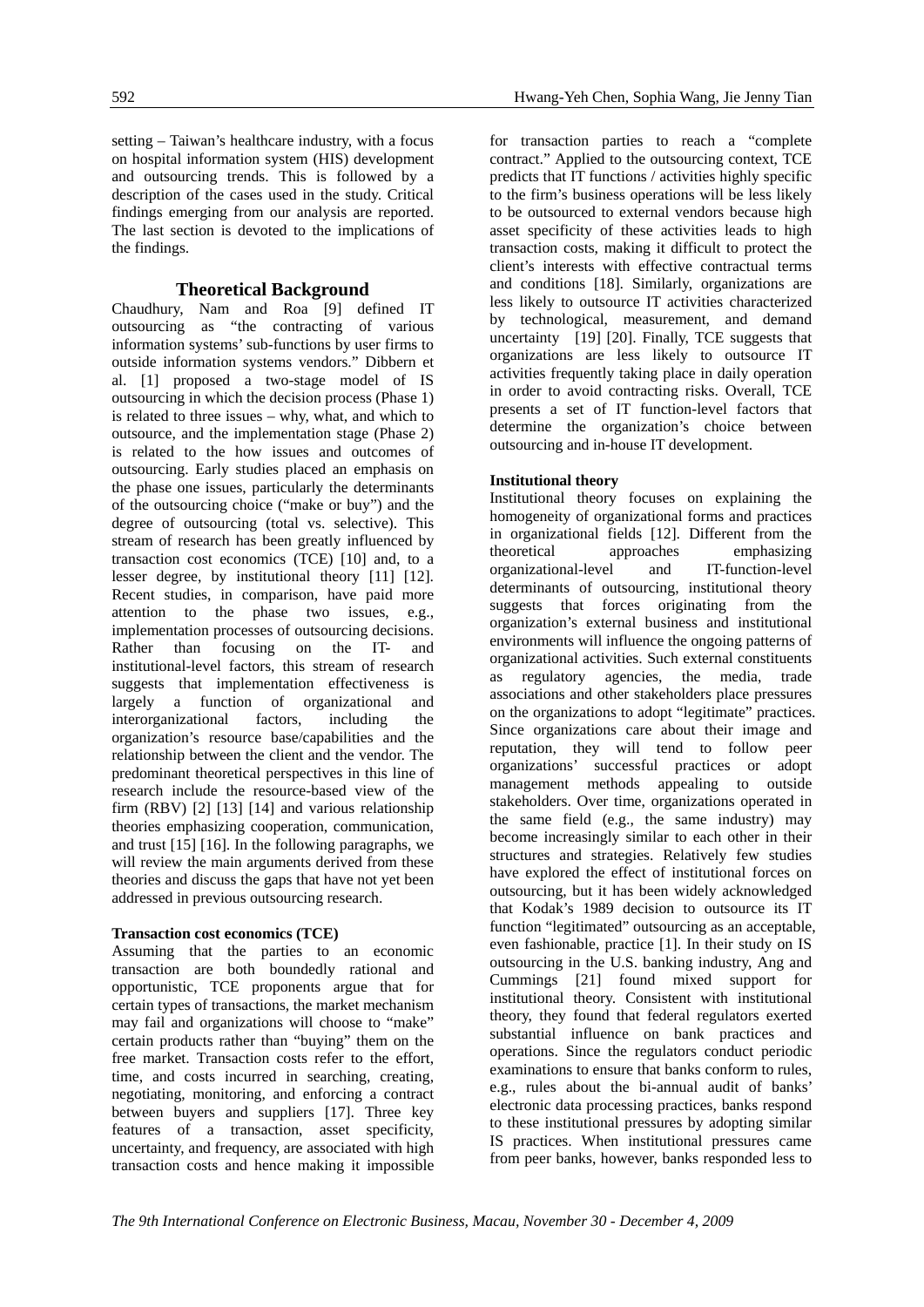setting – Taiwan's healthcare industry, with a focus on hospital information system (HIS) development and outsourcing trends. This is followed by a description of the cases used in the study. Critical findings emerging from our analysis are reported. The last section is devoted to the implications of the findings.

## Theoretical Background

Chaudhury, Nam and Roa [9] defined IT outsourcing as "the contracting of various information systems' sub-functions by user firms to outside information systems vendors." Dibbern et al. [1] proposed a two-stage model of IS outsourcing in which the decision process (Phase 1) is related to three issues – why, what, and which to outsource, and the implementation stage (Phase 2) is related to the how issues and outcomes of outsourcing. Early studies placed an emphasis on the phase one issues, particularly the determinants of the outsourcing choice ("make or buy") and the degree of outsourcing (total vs. selective). This stream of research has been greatly influenced by transaction cost economics (TCE) [10] and, to a lesser degree, by institutional theory [11] [12]. Recent studies, in comparison, have paid more attention to the phase two issues, e.g., implementation processes of outsourcing decisions. Rather than focusing on the IT- and institutional-level factors, this stream of research suggests that implementation effectiveness is largely a function of organizational and interorganizational factors, including the organization's resource base/capabilities and the relationship between the client and the vendor. The predominant theoretical perspectives in this line of research include the resource-based view of the firm (RBV) [2] [13] [14] and various relationship theories emphasizing cooperation, communication, and trust [15] [16]. In the following paragraphs, we will review the main arguments derived from these theories and discuss the gaps that have not yet been addressed in previous outsourcing research.

### Transaction cost economics (TCE)

Assuming that the parties to an economic transaction are both boundedly rational and opportunistic, TCE proponents argue that for certain types of transactions, the market mechanism may fail and organizations will choose to "make" certain products rather than "buying" them on the free market. Transaction costs refer to the effort, time, and costs incurred in searching, creating, negotiating, monitoring, and enforcing a contract between buyers and suppliers [17]. Three key features of a transaction, asset specificity, uncertainty, and frequency, are associated with high transaction costs and hence making it impossible for transaction parties to reach a "complete contract." Applied to the outsourcing context, TCE predicts that IT functions / activities highly specific to the firm's business operations will be less likely to be outsourced to external vendors because high asset specificity of these activities leads to high transaction costs, making it difficult to protect the client's interests with effective contractual terms and conditions [18]. Similarly, organizations are less likely to outsource IT activities characterized by technological, measurement, and demand uncertainty [19] [20]. Finally, TCE suggests that organizations are less likely to outsource IT activities frequently taking place in daily operation in order to avoid contracting risks. Overall, TCE presents a set of IT function-level factors that determine the organization's choice between outsourcing and in-house IT development.

### Institutional theory

Institutional theory focuses on explaining the homogeneity of organizational forms and practices in organizational fields [12]. Different from the theoretical approaches emphasizing organizational-level and IT-function-level determinants of outsourcing, institutional theory suggests that forces originating from the organization's external business and institutional environments will influence the ongoing patterns of organizational activities. Such external constituents as regulatory agencies, the media, trade associations and other stakeholders place pressures on the organizations to adopt "legitimate" practices. Since organizations care about their image and reputation, they will tend to follow peer organizations' successful practices or adopt management methods appealing to outside stakeholders. Over time, organizations operated in the same field (e.g., the same industry) may become increasingly similar to each other in their structures and strategies. Relatively few studies have explored the effect of institutional forces on outsourcing, but it has been widely acknowledged that Kodak's 1989 decision to outsource its IT function "legitimated" outsourcing as an acceptable, even fashionable, practice [1]. In their study on IS outsourcing in the U.S. banking industry, Ang and Cummings [21] found mixed support for institutional theory. Consistent with institutional theory, they found that federal regulators exerted substantial influence on bank practices and operations. Since the regulators conduct periodic examinations to ensure that banks conform to rules, e.g., rules about the bi-annual audit of banks' electronic data processing practices, banks respond to these institutional pressures by adopting similar IS practices. When institutional pressures came from peer banks, however, banks responded less to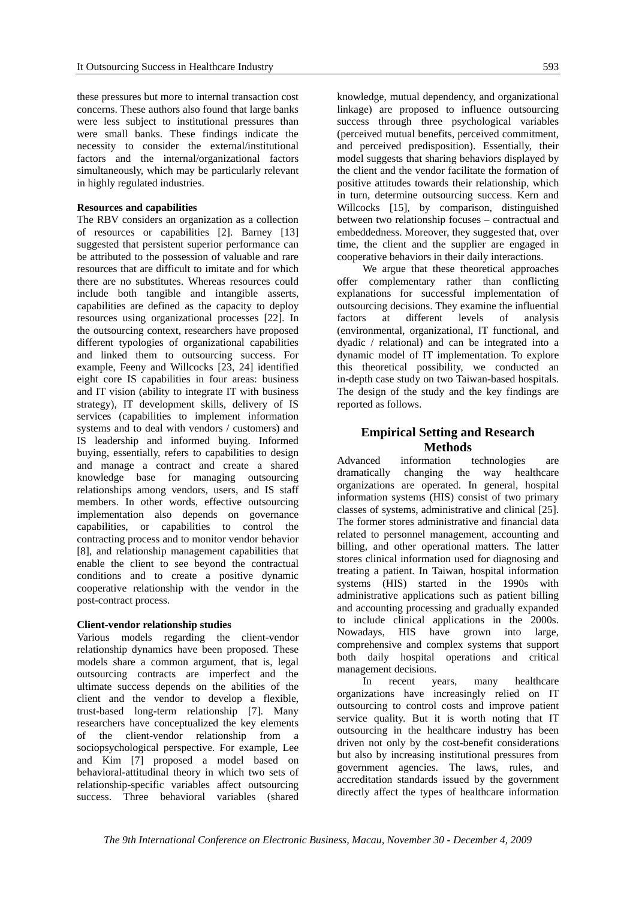these pressures but more to internal transaction cost concerns. These authors also found that large banks were less subject to institutional pressures than were small banks. These findings indicate the necessity to consider the external/institutional factors and the internal/organizational factors simultaneously, which may be particularly relevant in highly regulated industries.

**Resources and capabilities**

The RBV considers an organization as a collection of resources or capabilities [2]. Barney [13] suggested that persistent superior performance can be attributed to the possession of valuable and rare resources that are difficult to imitate and for which there are no substitutes. Whereas resources could include both tangible and intangible asserts, capabilities are defined as the capacity to deploy resources using organizational processes [22]. In the outsourcing context, researchers have proposed different typologies of organizational capabilities and linked them to outsourcing success. For example, Feeny and Willcocks [23, 24] identified eight core IS capabilities in four areas: business and IT vision (ability to integrate IT with business strategy), IT development skills, delivery of IS services (capabilities to implement information systems and to deal with vendors / customers) and IS leadership and informed buying. Informed buying, essentially, refers to capabilities to design and manage a contract and create a shared knowledge base for managing outsourcing relationships among vendors, users, and IS staff members. In other words, effective outsourcing implementation also depends on governance capabilities, or capabilities to control the contracting process and to monitor vendor behavior [8], and relationship management capabilities that enable the client to see beyond the contractual conditions and to create a positive dynamic cooperative relationship with the vendor in the post-contract process.

**Client-vendor relationship studies**

Various models regarding the client-vendor relationship dynamics have been proposed. These models share a common argument, that is, legal outsourcing contracts are imperfect and the ultimate success depends on the abilities of the client and the vendor to develop a flexible, trust-based long-term relationship [7]. Many researchers have conceptualized the key elements of the client-vendor relationship from a sociopsychological perspective. For example, Lee and Kim [7] proposed a model based on behavioral-attitudinal theory in which two sets of relationship-specific variables affect outsourcing success. Three behavioral variables (shared knowledge, mutual dependency, and organizational linkage) are proposed to influence outsourcing success through three psychological variables (perceived mutual benefits, perceived commitment, and perceived predisposition). Essentially, their model suggests that sharing behaviors displayed by the client and the vendor facilitate the formation of positive attitudes towards their relationship, which in turn, determine outsourcing success. Kern and Willcocks [15], by comparison, distinguished between two relationship focuses – contractual and embeddedness. Moreover, they suggested that, over time, the client and the supplier are engaged in cooperative behaviors in their daily interactions.

We argue that these theoretical approaches offer complementary rather than conflicting explanations for successful implementation of outsourcing decisions. They examine the influential factors at different levels of analysis (environmental, organizational, IT functional, and dyadic / relational) and can be integrated into a dynamic model of IT implementation. To explore this theoretical possibility, we conducted an in-depth case study on two Taiwan-based hospitals. The design of the study and the key findings are reported as follows.

## Empirical Setting and Research Methods

Advanced information technologies are dramatically changing the way healthcare organizations are operated. In general, hospital information systems (HIS) consist of two primary classes of systems, administrative and clinical [25]. The former stores administrative and financial data related to personnel management, accounting and billing, and other operational matters. The latter stores clinical information used for diagnosing and treating a patient. In Taiwan, hospital information systems (HIS) started in the 1990s with administrative applications such as patient billing and accounting processing and gradually expanded to include clinical applications in the 2000s. Nowadays, HIS have grown into large, comprehensive and complex systems that support both daily hospital operations and critical management decisions.

In recent years, many healthcare organizations have increasingly relied on IT outsourcing to control costs and improve patient service quality. But it is worth noting that IT outsourcing in the healthcare industry has been driven not only by the cost-benefit considerations but also by increasing institutional pressures from government agencies. The laws, rules, and accreditation standards issued by the government directly affect the types of healthcare information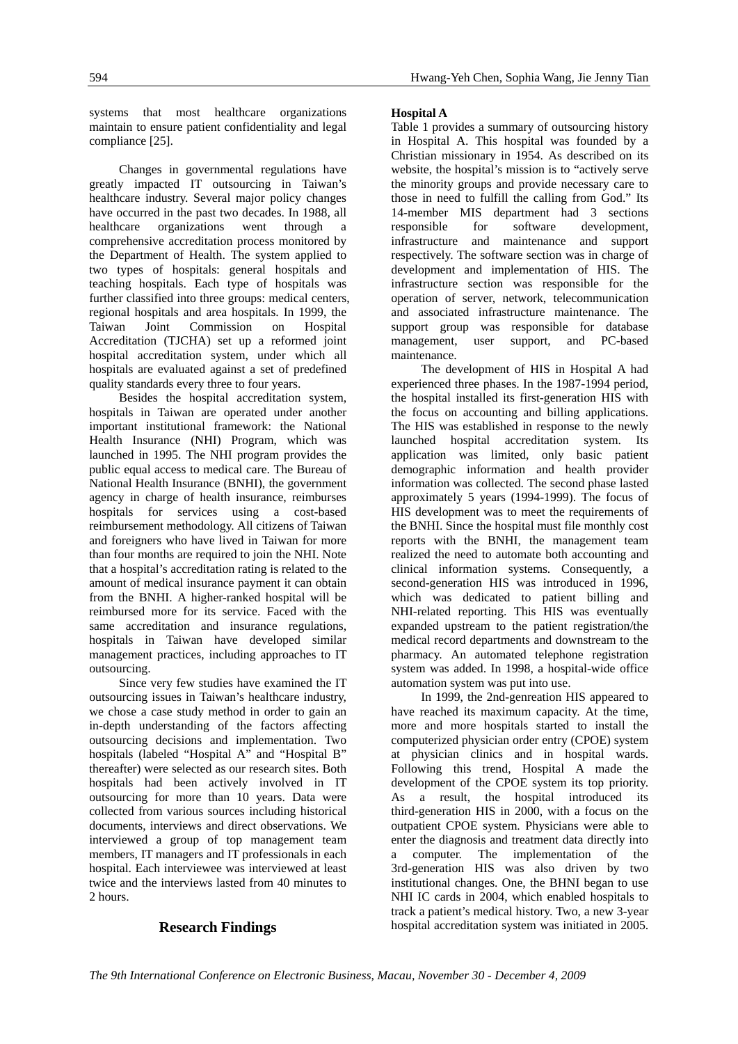systems that most healthcare organizations maintain to ensure patient confidentiality and legal compliance [25].

Changes in governmental regulations have greatly impacted IT outsourcing in Taiwan's healthcare industry. Several major policy changes have occurred in the past two decades. In 1988, all healthcare organizations went through a comprehensive accreditation process monitored by the Department of Health. The system applied to two types of hospitals: general hospitals and teaching hospitals. Each type of hospitals was further classified into three groups: medical centers, regional hospitals and area hospitals. In 1999, the Taiwan Joint Commission on Hospital Accreditation (TJCHA) set up a reformed joint hospital accreditation system, under which all hospitals are evaluated against a set of predefined quality standards every three to four years.

Besides the hospital accreditation system, hospitals in Taiwan are operated under another important institutional framework: the National Health Insurance (NHI) Program, which was launched in 1995. The NHI program provides the public equal access to medical care. The Bureau of National Health Insurance (BNHI), the government agency in charge of health insurance, reimburses hospitals for services using a cost-based reimbursement methodology. All citizens of Taiwan and foreigners who have lived in Taiwan for more than four months are required to join the NHI. Note that a hospital's accreditation rating is related to the amount of medical insurance payment it can obtain from the BNHI. A higher-ranked hospital will be reimbursed more for its service. Faced with the same accreditation and insurance regulations, hospitals in Taiwan have developed similar management practices, including approaches to IT outsourcing.

Since very few studies have examined the IT outsourcing issues in Taiwan's healthcare industry, we chose a case study method in order to gain an in-depth understanding of the factors affecting outsourcing decisions and implementation. Two hospitals (labeled "Hospital A" and "Hospital B" thereafter) were selected as our research sites. Both hospitals had been actively involved in IT outsourcing for more than 10 years. Data were collected from various sources including historical documents, interviews and direct observations. We interviewed a group of top management team members, IT managers and IT professionals in each hospital. Each interviewee was interviewed at least twice and the interviews lasted from 40 minutes to 2 hours.

## Research Findings

**Hospital A**

Table 1 provides a summary of outsourcing history in Hospital A. This hospital was founded by a Christian missionary in 1954. As described on its website, the hospital's mission is to "actively serve the minority groups and provide necessary care to those in need to fulfill the calling from God." Its 14-member MIS department had 3 sections responsible for software development, infrastructure and maintenance and support respectively. The software section was in charge of development and implementation of HIS. The infrastructure section was responsible for the operation of server, network, telecommunication and associated infrastructure maintenance. The support group was responsible for database management, user support, and PC-based maintenance.

The development of HIS in Hospital A had experienced three phases. In the 1987-1994 period, the hospital installed its first-generation HIS with the focus on accounting and billing applications. The HIS was established in response to the newly launched hospital accreditation system. Its application was limited, only basic patient demographic information and health provider information was collected. The second phase lasted approximately 5 years (1994-1999). The focus of HIS development was to meet the requirements of the BNHI. Since the hospital must file monthly cost reports with the BNHI, the management team realized the need to automate both accounting and clinical information systems. Consequently, a second-generation HIS was introduced in 1996, which was dedicated to patient billing and NHI-related reporting. This HIS was eventually expanded upstream to the patient registration/the medical record departments and downstream to the pharmacy. An automated telephone registration system was added. In 1998, a hospital-wide office automation system was put into use.

In 1999, the 2nd-genreation HIS appeared to have reached its maximum capacity. At the time, more and more hospitals started to install the computerized physician order entry (CPOE) system at physician clinics and in hospital wards. Following this trend, Hospital A made the development of the CPOE system its top priority. As a result, the hospital introduced its third-generation HIS in 2000, with a focus on the outpatient CPOE system. Physicians were able to enter the diagnosis and treatment data directly into a computer. The implementation of the 3rd-generation HIS was also driven by two institutional changes. One, the BHNI began to use NHI IC cards in 2004, which enabled hospitals to track a patient's medical history. Two, a new 3-year hospital accreditation system was initiated in 2005.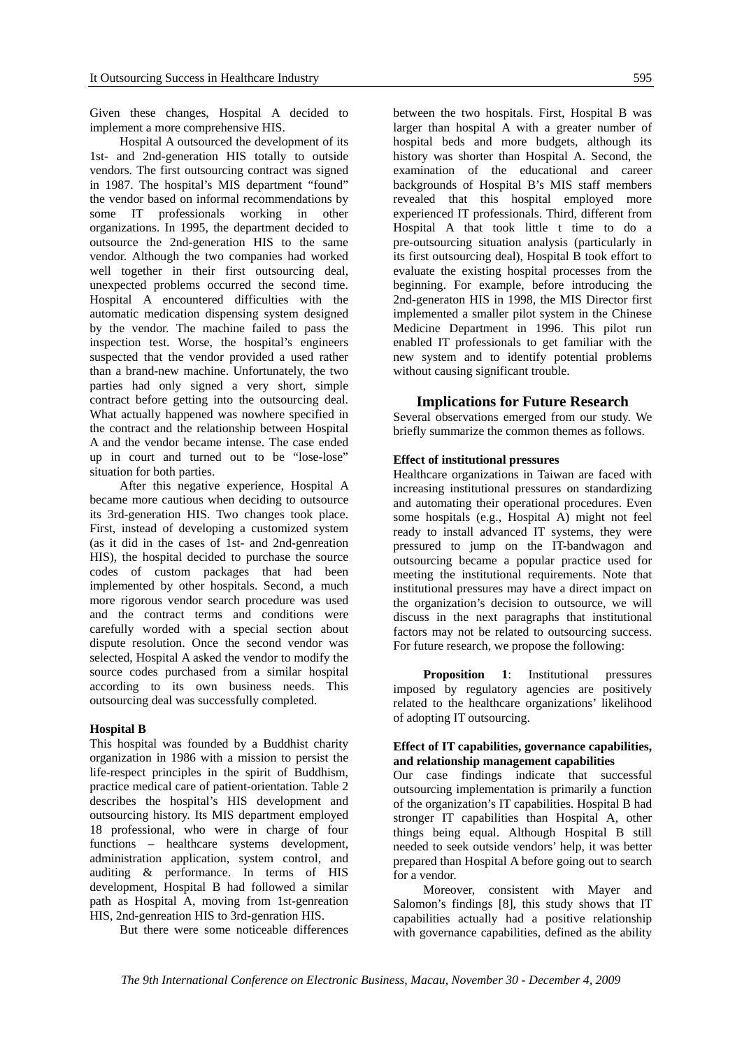Given these changes, Hospital A decided to implement a more comprehensive HIS.

Hospital A outsourced the development of its 1st- and 2nd-generation HIS totally to outside vendors. The first outsourcing contract was signed in 1987. The hospital's MIS department "found" the vendor based on informal recommendations by some IT professionals working in other organizations. In 1995, the department decided to outsource the 2nd-generation HIS to the same vendor. Although the two companies had worked well together in their first outsourcing deal, unexpected problems occurred the second time. Hospital A encountered difficulties with the automatic medication dispensing system designed by the vendor. The machine failed to pass the inspection test. Worse, the hospital's engineers suspected that the vendor provided a used rather than a brand-new machine. Unfortunately, the two parties had only signed a very short, simple contract before getting into the outsourcing deal. What actually happened was nowhere specified in the contract and the relationship between Hospital A and the vendor became intense. The case ended up in court and turned out to be "lose-lose" situation for both parties.

After this negative experience, Hospital A became more cautious when deciding to outsource its 3rd-generation HIS. Two changes took place. First, instead of developing a customized system (as it did in the cases of 1st- and 2nd-genreation HIS), the hospital decided to purchase the source codes of custom packages that had been implemented by other hospitals. Second, a much more rigorous vendor search procedure was used and the contract terms and conditions were carefully worded with a special section about dispute resolution. Once the second vendor was selected, Hospital A asked the vendor to modify the source codes purchased from a similar hospital according to its own business needs. This outsourcing deal was successfully completed.

**Hospital B**

This hospital was founded by a Buddhist charity organization in 1986 with a mission to persist the life-respect principles in the spirit of Buddhism, practice medical care of patient-orientation. Table 2 describes the hospital's HIS development and outsourcing history. Its MIS department employed 18 professional, who were in charge of four functions – healthcare systems development, administration application, system control, and auditing & performance. In terms of HIS development, Hospital B had followed a similar path as Hospital A, moving from 1st-genreation HIS, 2nd-genreation HIS to 3rd-genration HIS.

But there were some noticeable differences between the two hospitals. First, Hospital B was larger than hospital A with a greater number of hospital beds and more budgets, although its history was shorter than Hospital A. Second, the examination of the educational and career backgrounds of Hospital B's MIS staff members revealed that this hospital employed more experienced IT professionals. Third, different from Hospital A that took little t time to do a pre-outsourcing situation analysis (particularly in its first outsourcing deal), Hospital B took effort to evaluate the existing hospital processes from the beginning. For example, before introducing the 2nd-generaton HIS in 1998, the MIS Director first implemented a smaller pilot system in the Chinese Medicine Department in 1996. This pilot run enabled IT professionals to get familiar with the new system and to identify potential problems without causing significant trouble.

## Implications for Future Research

Several observations emerged from our study. We briefly summarize the common themes as follows.

**Effect of institutional pressures**

Healthcare organizations in Taiwan are faced with increasing institutional pressures on standardizing and automating their operational procedures. Even some hospitals (e.g., Hospital A) might not feel ready to install advanced IT systems, they were pressured to jump on the IT-bandwagon and outsourcing became a popular practice used for meeting the institutional requirements. Note that institutional pressures may have a direct impact on the organization's decision to outsource, we will discuss in the next paragraphs that institutional factors may not be related to outsourcing success. For future research, we propose the following:

**Proposition 1**: Institutional pressures imposed by regulatory agencies are positively related to the healthcare organizations' likelihood of adopting IT outsourcing.

**Effect of IT capabilities, governance capabilities, and relationship management capabilities**

Our case findings indicate that successful outsourcing implementation is primarily a function of the organization's IT capabilities. Hospital B had stronger IT capabilities than Hospital A, other things being equal. Although Hospital B still needed to seek outside vendors' help, it was better prepared than Hospital A before going out to search for a vendor.

Moreover, consistent with Mayer and Salomon's findings [8], this study shows that IT capabilities actually had a positive relationship with governance capabilities, defined as the ability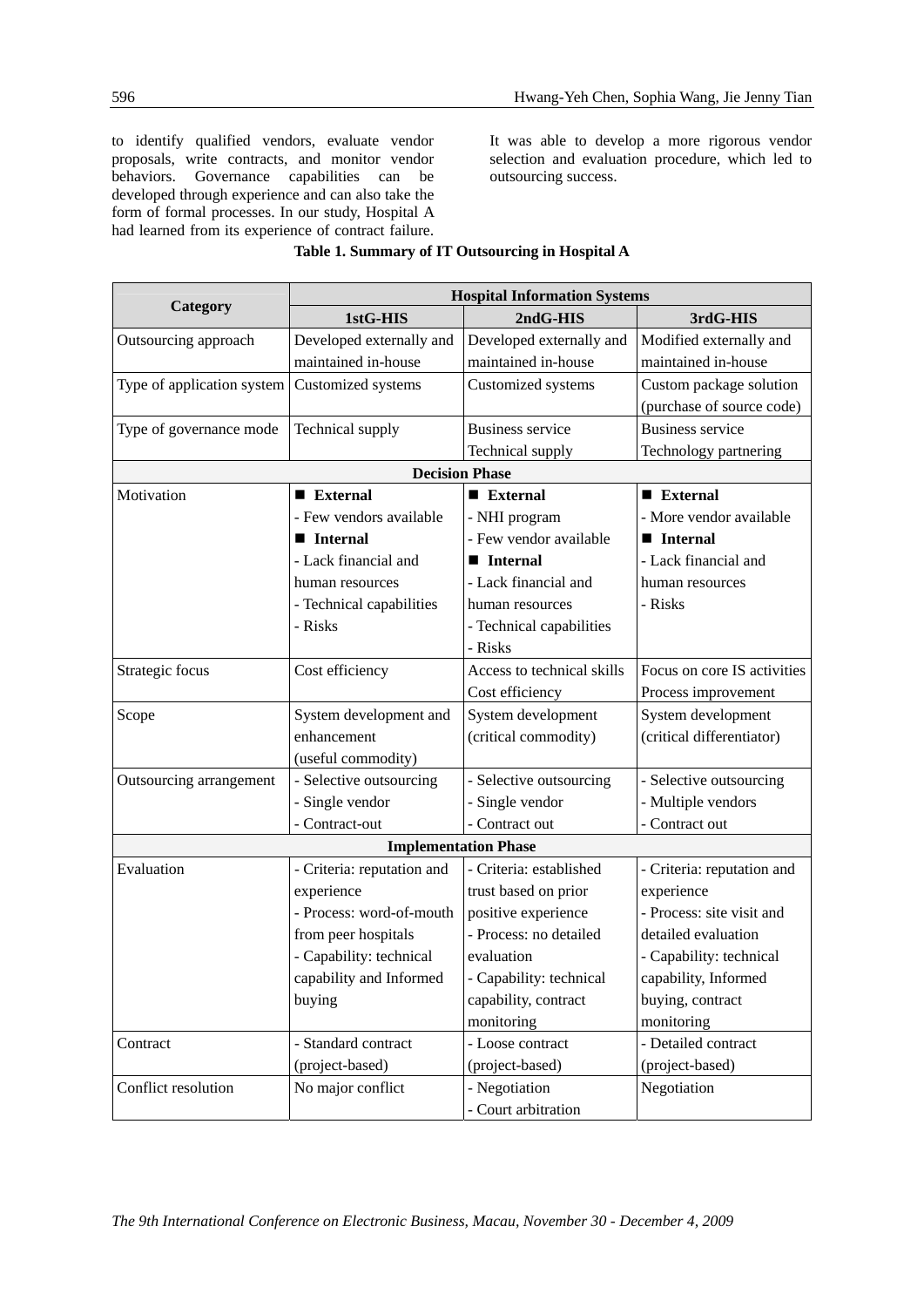to identify qualified vendors, evaluate vendor proposals, write contracts, and monitor vendor behaviors. Governance capabilities can be developed through experience and can also take the form of formal processes. In our study, Hospital A had learned from its experience of contract failure. It was able to develop a more rigorous vendor selection and evaluation procedure, which led to outsourcing success.

**Table 1. Summary of IT Outsourcing in Hospital A**

| Category | Hospital Information Systems | | |
|---|---|---|---|
| | **1stG-HIS** | **2ndG-HIS** | **3rdG-HIS** |
| Outsourcing approach | Developed externally and maintained in-house | Developed externally and maintained in-house | Modified externally and maintained in-house |
| Type of application system | Customized systems | Customized systems | Custom package solution (purchase of source code) |
| Type of governance mode | Technical supply | Business service<br>Technical supply | Business service<br>Technology partnering |
| **Decision Phase** | | | |
| Motivation | ■ **External**<br>- Few vendors available<br>■ **Internal**<br>- Lack financial and human resources<br>- Technical capabilities<br>- Risks | ■ **External**<br>- NHI program<br>- Few vendor available<br>■ **Internal**<br>- Lack financial and human resources<br>- Technical capabilities<br>- Risks | ■ **External**<br>- More vendor available<br>■ **Internal**<br>- Lack financial and human resources<br>- Risks |
| Strategic focus | Cost efficiency | Access to technical skills<br>Cost efficiency | Focus on core IS activities<br>Process improvement |
| Scope | System development and enhancement<br>(useful commodity) | System development<br>(critical commodity) | System development<br>(critical differentiator) |
| Outsourcing arrangement | - Selective outsourcing<br>- Single vendor<br>- Contract-out | - Selective outsourcing<br>- Single vendor<br>- Contract out | - Selective outsourcing<br>- Multiple vendors<br>- Contract out |
| **Implementation Phase** | | | |
| Evaluation | - Criteria: reputation and experience<br>- Process: word-of-mouth from peer hospitals<br>- Capability: technical capability and Informed buying | - Criteria: established trust based on prior positive experience<br>- Process: no detailed evaluation<br>- Capability: technical capability, contract monitoring | - Criteria: reputation and experience<br>- Process: site visit and detailed evaluation<br>- Capability: technical capability, Informed buying, contract monitoring |
| Contract | - Standard contract (project-based) | - Loose contract (project-based) | - Detailed contract (project-based) |
| Conflict resolution | No major conflict | - Negotiation<br>- Court arbitration | Negotiation |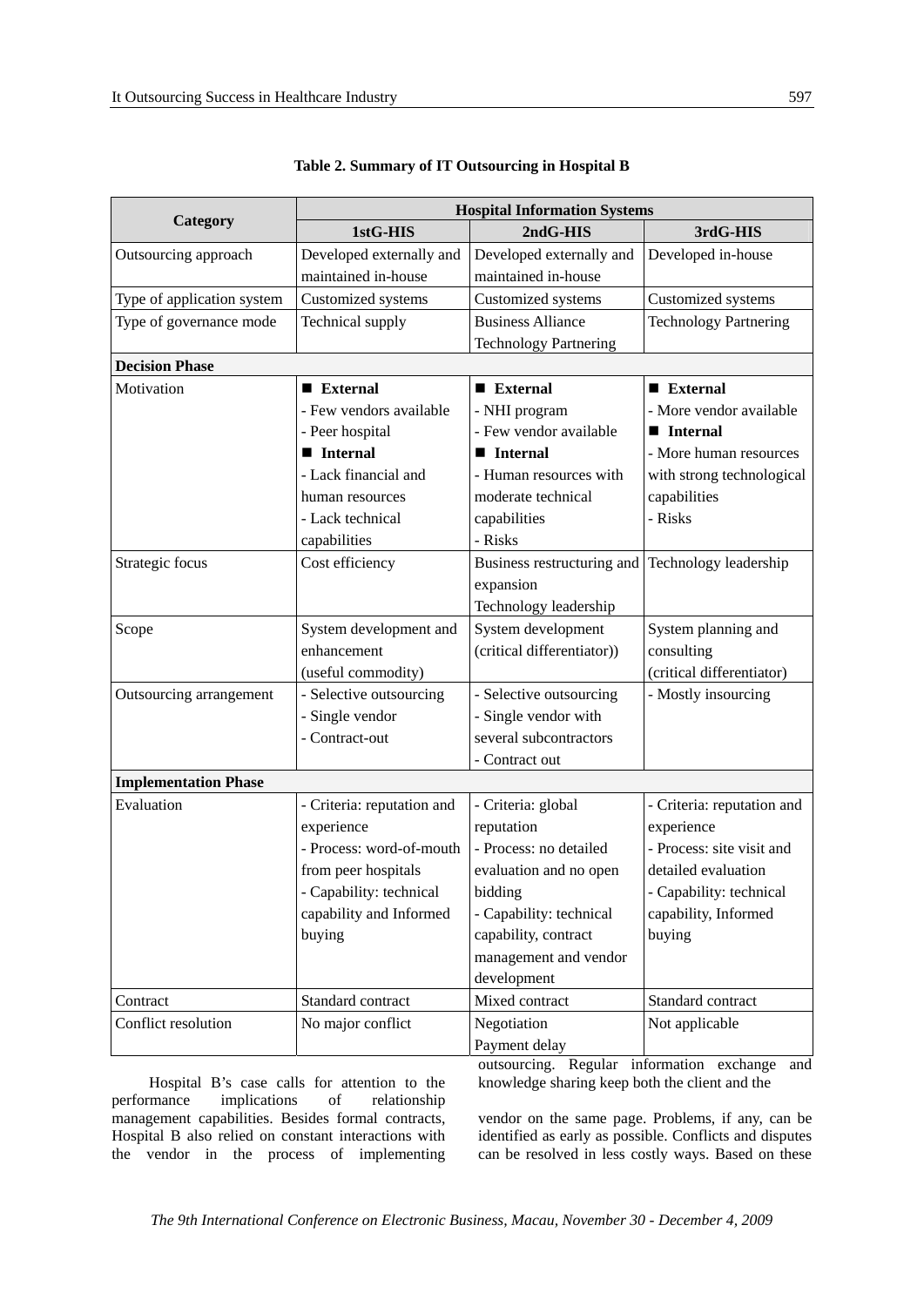**Table 2. Summary of IT Outsourcing in Hospital B**

| Category | Hospital Information Systems | | |
|---|---|---|---|
| | 1stG-HIS | 2ndG-HIS | 3rdG-HIS |
| Outsourcing approach | Developed externally and maintained in-house | Developed externally and maintained in-house | Developed in-house |
| Type of application system | Customized systems | Customized systems | Customized systems |
| Type of governance mode | Technical supply | Business Alliance<br>Technology Partnering | Technology Partnering |
| **Decision Phase** | | | |
| Motivation | ■ **External**<br>- Few vendors available<br>- Peer hospital<br>■ **Internal**<br>- Lack financial and human resources<br>- Lack technical capabilities | ■ **External**<br>- NHI program<br>- Few vendor available<br>■ **Internal**<br>- Human resources with moderate technical capabilities<br>- Risks | ■ **External**<br>- More vendor available<br>■ **Internal**<br>- More human resources with strong technological capabilities<br>- Risks |
| Strategic focus | Cost efficiency | Business restructuring and expansion<br>Technology leadership | Technology leadership |
| Scope | System development and enhancement<br>(useful commodity) | System development<br>(critical differentiator)) | System planning and consulting<br>(critical differentiator) |
| Outsourcing arrangement | - Selective outsourcing<br>- Single vendor<br>- Contract-out | - Selective outsourcing<br>- Single vendor with several subcontractors<br>- Contract out | - Mostly insourcing |
| **Implementation Phase** | | | |
| Evaluation | - Criteria: reputation and experience<br>- Process: word-of-mouth from peer hospitals<br>- Capability: technical capability and Informed buying | - Criteria: global reputation<br>- Process: no detailed evaluation and no open bidding<br>- Capability: technical capability, contract management and vendor development | - Criteria: reputation and experience<br>- Process: site visit and detailed evaluation<br>- Capability: technical capability, Informed buying |
| Contract | Standard contract | Mixed contract | Standard contract |
| Conflict resolution | No major conflict | Negotiation<br>Payment delay | Not applicable |

Hospital B's case calls for attention to the performance implications of relationship management capabilities. Besides formal contracts, Hospital B also relied on constant interactions with the vendor in the process of implementing outsourcing. Regular information exchange and knowledge sharing keep both the client and the vendor on the same page. Problems, if any, can be identified as early as possible. Conflicts and disputes can be resolved in less costly ways. Based on these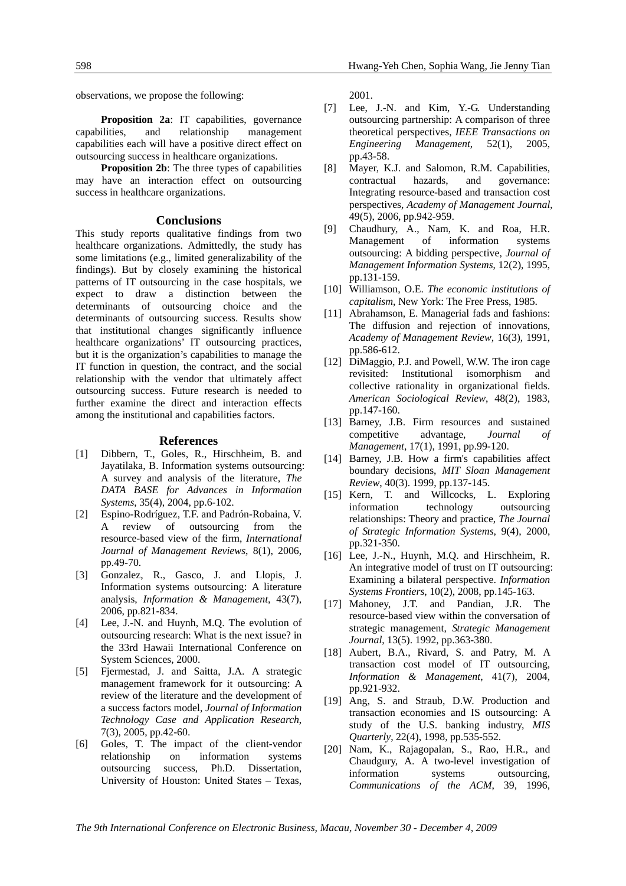observations, we propose the following:

**Proposition 2a**: IT capabilities, governance capabilities, and relationship management capabilities each will have a positive direct effect on outsourcing success in healthcare organizations.

**Proposition 2b**: The three types of capabilities may have an interaction effect on outsourcing success in healthcare organizations.

## Conclusions

This study reports qualitative findings from two healthcare organizations. Admittedly, the study has some limitations (e.g., limited generalizability of the findings). But by closely examining the historical patterns of IT outsourcing in the case hospitals, we expect to draw a distinction between the determinants of outsourcing choice and the determinants of outsourcing success. Results show that institutional changes significantly influence healthcare organizations' IT outsourcing practices, but it is the organization's capabilities to manage the IT function in question, the contract, and the social relationship with the vendor that ultimately affect outsourcing success. Future research is needed to further examine the direct and interaction effects among the institutional and capabilities factors.

## References

[1] Dibbern, T., Goles, R., Hirschheim, B. and Jayatilaka, B. Information systems outsourcing: A survey and analysis of the literature, *The DATA BASE for Advances in Information Systems*, 35(4), 2004, pp.6-102.

[2] Espino-Rodríguez, T.F. and Padrón-Robaina, V. A review of outsourcing from the resource-based view of the firm, *International Journal of Management Reviews*, 8(1), 2006, pp.49-70.

[3] Gonzalez, R., Gasco, J. and Llopis, J. Information systems outsourcing: A literature analysis, *Information & Management*, 43(7), 2006, pp.821-834.

[4] Lee, J.-N. and Huynh, M.Q. The evolution of outsourcing research: What is the next issue? in the 33rd Hawaii International Conference on System Sciences, 2000.

[5] Fjermestad, J. and Saitta, J.A. A strategic management framework for it outsourcing: A review of the literature and the development of a success factors model, *Journal of Information Technology Case and Application Research*, 7(3), 2005, pp.42-60.

[6] Goles, T. The impact of the client-vendor relationship on information systems outsourcing success, Ph.D. Dissertation, University of Houston: United States – Texas, 2001.

[7] Lee, J.-N. and Kim, Y.-G. Understanding outsourcing partnership: A comparison of three theoretical perspectives, *IEEE Transactions on Engineering Management*, 52(1), 2005, pp.43-58.

[8] Mayer, K.J. and Salomon, R.M. Capabilities, contractual hazards, and governance: Integrating resource-based and transaction cost perspectives, *Academy of Management Journal*, 49(5), 2006, pp.942-959.

[9] Chaudhury, A., Nam, K. and Roa, H.R. Management of information systems outsourcing: A bidding perspective, *Journal of Management Information Systems*, 12(2), 1995, pp.131-159.

[10] Williamson, O.E. *The economic institutions of capitalism*, New York: The Free Press, 1985.

[11] Abrahamson, E. Managerial fads and fashions: The diffusion and rejection of innovations, *Academy of Management Review*, 16(3), 1991, pp.586-612.

[12] DiMaggio, P.J. and Powell, W.W. The iron cage revisited: Institutional isomorphism and collective rationality in organizational fields. *American Sociological Review*, 48(2), 1983, pp.147-160.

[13] Barney, J.B. Firm resources and sustained competitive advantage, *Journal of Management*, 17(1), 1991, pp.99-120.

[14] Barney, J.B. How a firm's capabilities affect boundary decisions, *MIT Sloan Management Review*, 40(3). 1999, pp.137-145.

[15] Kern, T. and Willcocks, L. Exploring information technology outsourcing relationships: Theory and practice, *The Journal of Strategic Information Systems*, 9(4), 2000, pp.321-350.

[16] Lee, J.-N., Huynh, M.Q. and Hirschheim, R. An integrative model of trust on IT outsourcing: Examining a bilateral perspective. *Information Systems Frontiers*, 10(2), 2008, pp.145-163.

[17] Mahoney, J.T. and Pandian, J.R. The resource-based view within the conversation of strategic management, *Strategic Management Journal*, 13(5). 1992, pp.363-380.

[18] Aubert, B.A., Rivard, S. and Patry, M. A transaction cost model of IT outsourcing, *Information & Management*, 41(7), 2004, pp.921-932.

[19] Ang, S. and Straub, D.W. Production and transaction economies and IS outsourcing: A study of the U.S. banking industry, *MIS Quarterly*, 22(4), 1998, pp.535-552.

[20] Nam, K., Rajagopalan, S., Rao, H.R., and Chaudgury, A. A two-level investigation of information systems outsourcing, *Communications of the ACM*, 39, 1996,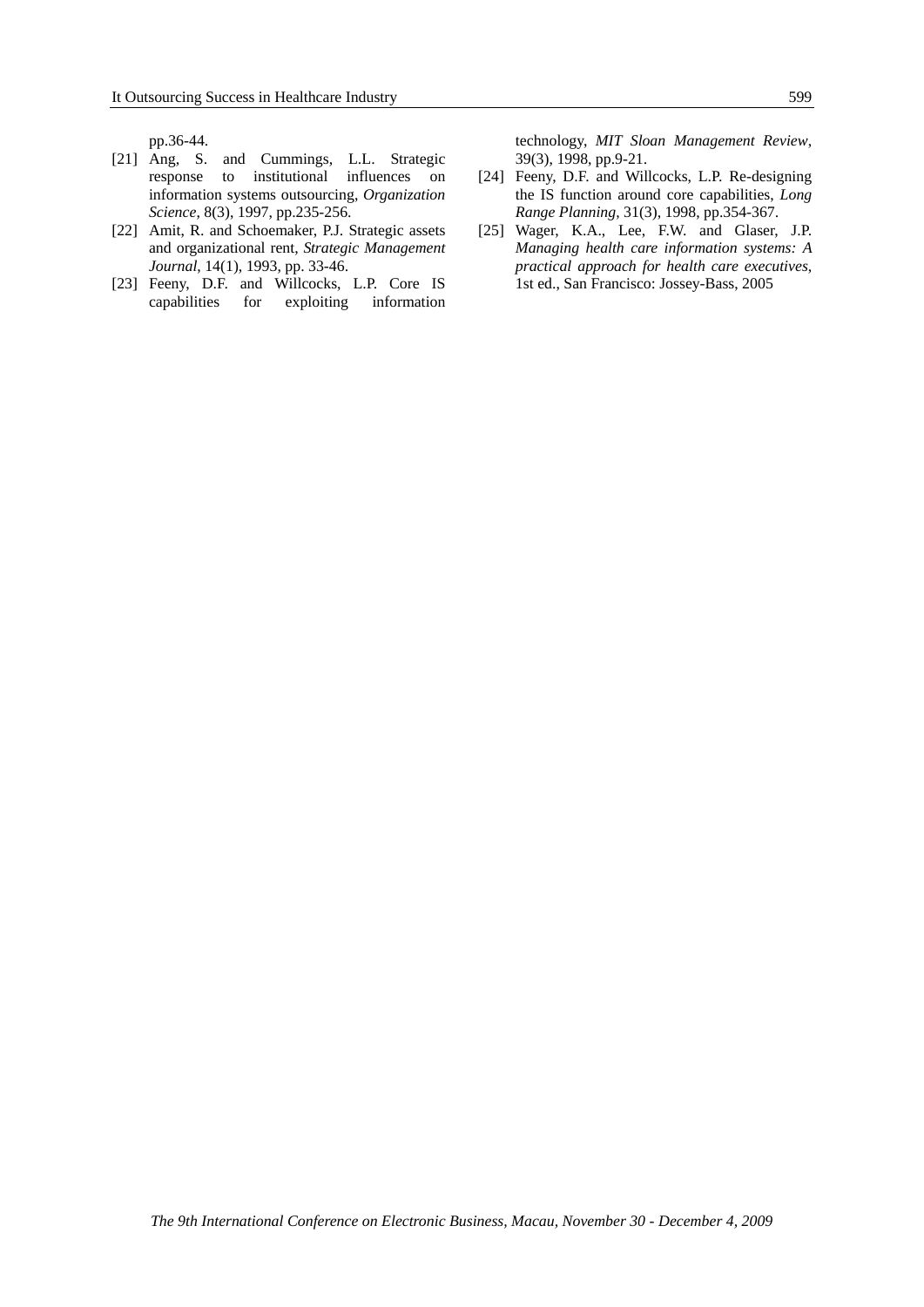pp.36-44.

[21] Ang, S. and Cummings, L.L. Strategic response to institutional influences on information systems outsourcing, *Organization Science*, 8(3), 1997, pp.235-256.

[22] Amit, R. and Schoemaker, P.J. Strategic assets and organizational rent, *Strategic Management Journal*, 14(1), 1993, pp. 33-46.

[23] Feeny, D.F. and Willcocks, L.P. Core IS capabilities for exploiting information technology, *MIT Sloan Management Review*, 39(3), 1998, pp.9-21.

[24] Feeny, D.F. and Willcocks, L.P. Re-designing the IS function around core capabilities, *Long Range Planning*, 31(3), 1998, pp.354-367.

[25] Wager, K.A., Lee, F.W. and Glaser, J.P. *Managing health care information systems: A practical approach for health care executives*, 1st ed., San Francisco: Jossey-Bass, 2005